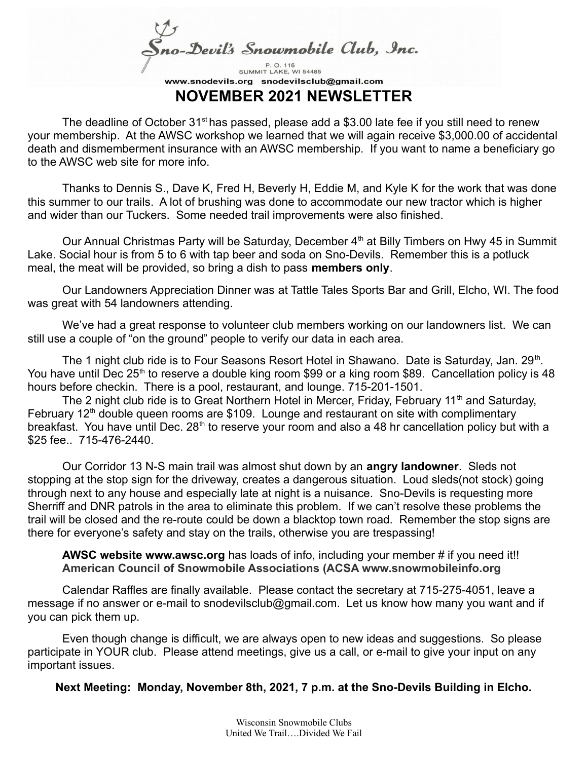Sno-Devil's Snowmobile Club, Inc.

P. O. 116
SUMMIT LAKE, WI 54485

www.snodevils.org snodevilsclub@gmail.com

# NOVEMBER 2021 NEWSLETTER

The deadline of October 31st has passed, please add a $3.00 late fee if you still need to renew your membership. At the AWSC workshop we learned that we will again receive $3,000.00 of accidental death and dismemberment insurance with an AWSC membership. If you want to name a beneficiary go to the AWSC web site for more info.

Thanks to Dennis S., Dave K, Fred H, Beverly H, Eddie M, and Kyle K for the work that was done this summer to our trails. A lot of brushing was done to accommodate our new tractor which is higher and wider than our Tuckers. Some needed trail improvements were also finished.

Our Annual Christmas Party will be Saturday, December 4th at Billy Timbers on Hwy 45 in Summit Lake. Social hour is from 5 to 6 with tap beer and soda on Sno-Devils. Remember this is a potluck meal, the meat will be provided, so bring a dish to pass **members only**.

Our Landowners Appreciation Dinner was at Tattle Tales Sports Bar and Grill, Elcho, WI. The food was great with 54 landowners attending.

We've had a great response to volunteer club members working on our landowners list. We can still use a couple of "on the ground" people to verify our data in each area.

The 1 night club ride is to Four Seasons Resort Hotel in Shawano. Date is Saturday, Jan. 29th. You have until Dec 25th to reserve a double king room $99 or a king room $89. Cancellation policy is 48 hours before checkin. There is a pool, restaurant, and lounge. 715-201-1501.

The 2 night club ride is to Great Northern Hotel in Mercer, Friday, February 11th and Saturday, February 12th double queen rooms are $109. Lounge and restaurant on site with complimentary breakfast. You have until Dec. 28th to reserve your room and also a 48 hr cancellation policy but with a $25 fee.. 715-476-2440.

Our Corridor 13 N-S main trail was almost shut down by an **angry landowner**. Sleds not stopping at the stop sign for the driveway, creates a dangerous situation. Loud sleds(not stock) going through next to any house and especially late at night is a nuisance. Sno-Devils is requesting more Sherriff and DNR patrols in the area to eliminate this problem. If we can't resolve these problems the trail will be closed and the re-route could be down a blacktop town road. Remember the stop signs are there for everyone's safety and stay on the trails, otherwise you are trespassing!

**AWSC website www.awsc.org** has loads of info, including your member # if you need it!!
**American Council of Snowmobile Associations (ACSA www.snowmobileinfo.org**

Calendar Raffles are finally available. Please contact the secretary at 715-275-4051, leave a message if no answer or e-mail to snodevilsclub@gmail.com. Let us know how many you want and if you can pick them up.

Even though change is difficult, we are always open to new ideas and suggestions. So please participate in YOUR club. Please attend meetings, give us a call, or e-mail to give your input on any important issues.

**Next Meeting: Monday, November 8th, 2021, 7 p.m. at the Sno-Devils Building in Elcho.**

Wisconsin Snowmobile Clubs
United We Trail….Divided We Fail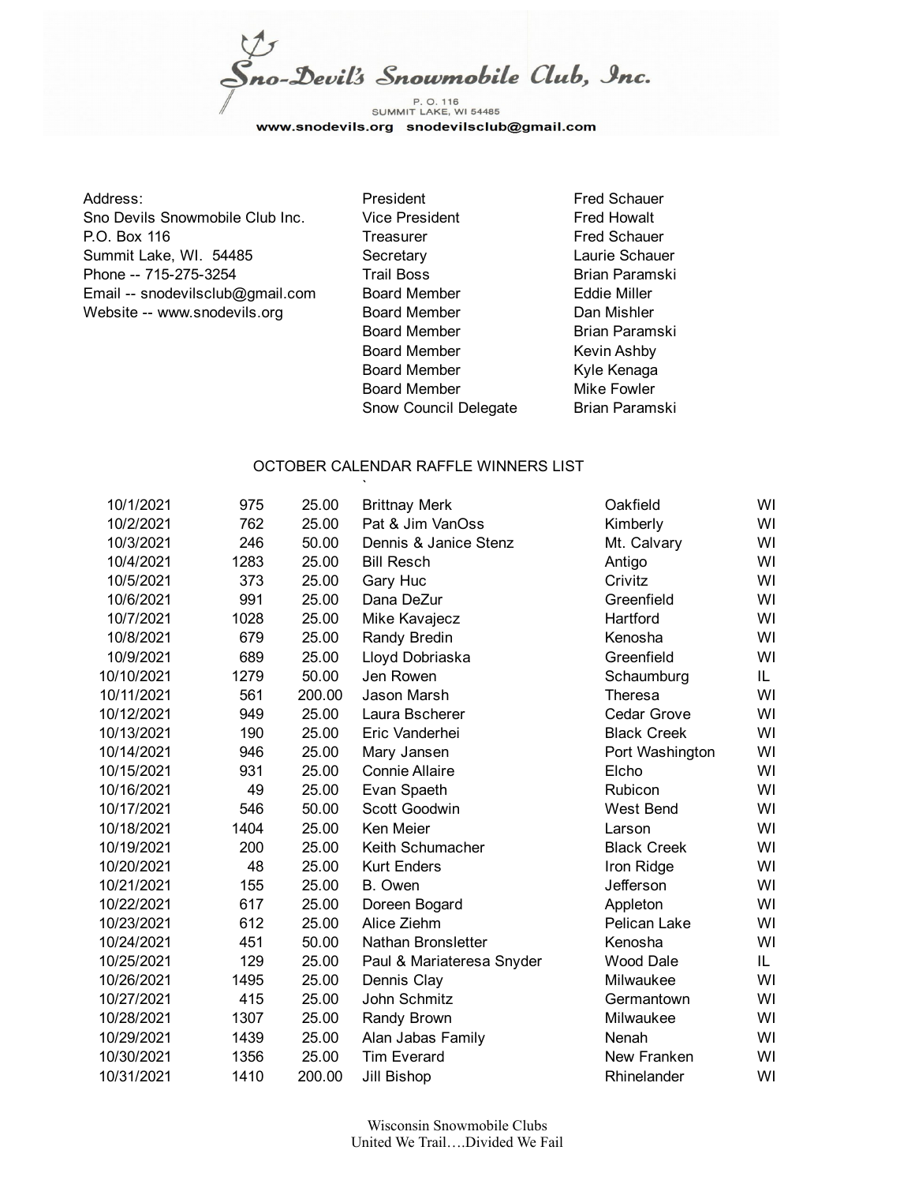# Sno-Devil's Snowmobile Club, Inc.

P. O. 116
SUMMIT LAKE, WI 54485
www.snodevils.org snodevilsclub@gmail.com

Address:
Sno Devils Snowmobile Club Inc.
P.O. Box 116
Summit Lake, WI. 54485
Phone -- 715-275-3254
Email -- snodevilsclub@gmail.com
Website -- www.snodevils.org

| | |
|---|---|
| President | Fred Schauer |
| Vice President | Fred Howalt |
| Treasurer | Fred Schauer |
| Secretary | Laurie Schauer |
| Trail Boss | Brian Paramski |
| Board Member | Eddie Miller |
| Board Member | Dan Mishler |
| Board Member | Brian Paramski |
| Board Member | Kevin Ashby |
| Board Member | Kyle Kenaga |
| Board Member | Mike Fowler |
| Snow Council Delegate | Brian Paramski |

## OCTOBER CALENDAR RAFFLE WINNERS LIST

| | | | | | |
|---|---|---|---|---|---|
| 10/1/2021 | 975 | 25.00 | Brittnay Merk | Oakfield | WI |
| 10/2/2021 | 762 | 25.00 | Pat & Jim VanOss | Kimberly | WI |
| 10/3/2021 | 246 | 50.00 | Dennis & Janice Stenz | Mt. Calvary | WI |
| 10/4/2021 | 1283 | 25.00 | Bill Resch | Antigo | WI |
| 10/5/2021 | 373 | 25.00 | Gary Huc | Crivitz | WI |
| 10/6/2021 | 991 | 25.00 | Dana DeZur | Greenfield | WI |
| 10/7/2021 | 1028 | 25.00 | Mike Kavajecz | Hartford | WI |
| 10/8/2021 | 679 | 25.00 | Randy Bredin | Kenosha | WI |
| 10/9/2021 | 689 | 25.00 | Lloyd Dobriaska | Greenfield | WI |
| 10/10/2021 | 1279 | 50.00 | Jen Rowen | Schaumburg | IL |
| 10/11/2021 | 561 | 200.00 | Jason Marsh | Theresa | WI |
| 10/12/2021 | 949 | 25.00 | Laura Bscherer | Cedar Grove | WI |
| 10/13/2021 | 190 | 25.00 | Eric Vanderhei | Black Creek | WI |
| 10/14/2021 | 946 | 25.00 | Mary Jansen | Port Washington | WI |
| 10/15/2021 | 931 | 25.00 | Connie Allaire | Elcho | WI |
| 10/16/2021 | 49 | 25.00 | Evan Spaeth | Rubicon | WI |
| 10/17/2021 | 546 | 50.00 | Scott Goodwin | West Bend | WI |
| 10/18/2021 | 1404 | 25.00 | Ken Meier | Larson | WI |
| 10/19/2021 | 200 | 25.00 | Keith Schumacher | Black Creek | WI |
| 10/20/2021 | 48 | 25.00 | Kurt Enders | Iron Ridge | WI |
| 10/21/2021 | 155 | 25.00 | B. Owen | Jefferson | WI |
| 10/22/2021 | 617 | 25.00 | Doreen Bogard | Appleton | WI |
| 10/23/2021 | 612 | 25.00 | Alice Ziehm | Pelican Lake | WI |
| 10/24/2021 | 451 | 50.00 | Nathan Bronsletter | Kenosha | WI |
| 10/25/2021 | 129 | 25.00 | Paul & Mariateresa Snyder | Wood Dale | IL |
| 10/26/2021 | 1495 | 25.00 | Dennis Clay | Milwaukee | WI |
| 10/27/2021 | 415 | 25.00 | John Schmitz | Germantown | WI |
| 10/28/2021 | 1307 | 25.00 | Randy Brown | Milwaukee | WI |
| 10/29/2021 | 1439 | 25.00 | Alan Jabas Family | Nenah | WI |
| 10/30/2021 | 1356 | 25.00 | Tim Everard | New Franken | WI |
| 10/31/2021 | 1410 | 200.00 | Jill Bishop | Rhinelander | WI |

Wisconsin Snowmobile Clubs
United We Trail….Divided We Fail